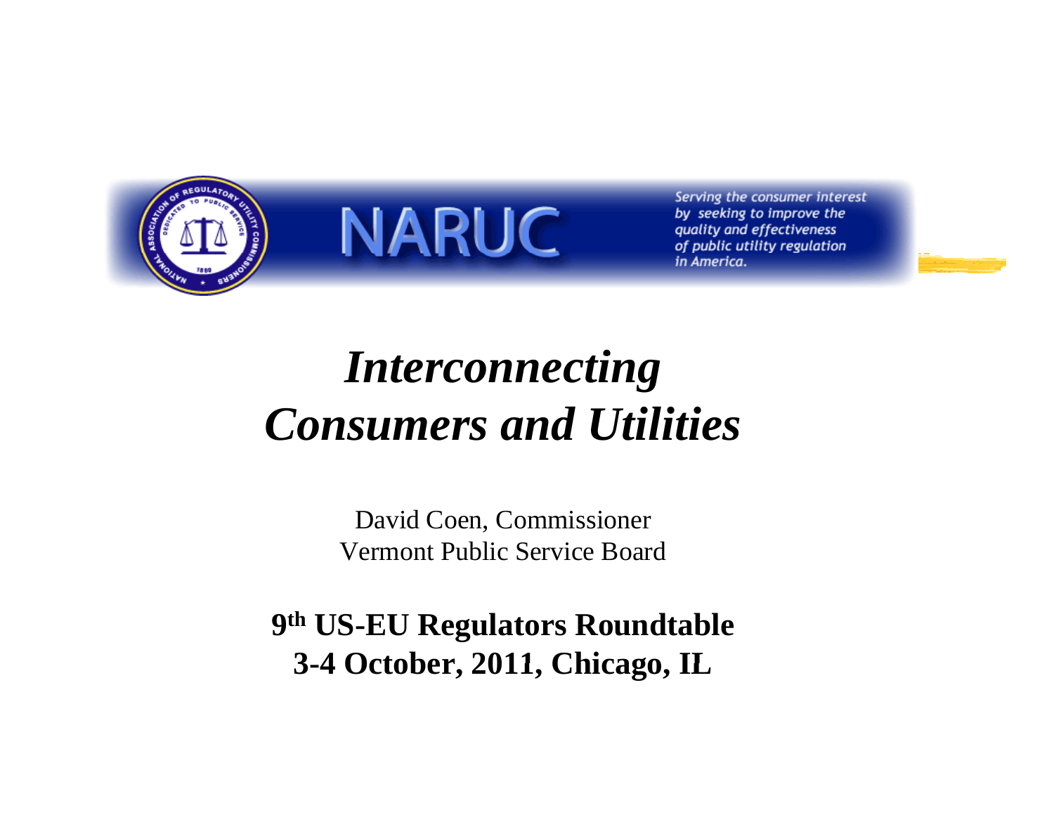NARUC

*Serving the consumer interest by seeking to improve the quality and effectiveness of public utility regulation in America.*

# *Interconnecting Consumers and Utilities*

David Coen, Commissioner
Vermont Public Service Board

**9th US-EU Regulators Roundtable**
**3-4 October, 2011, Chicago, IL**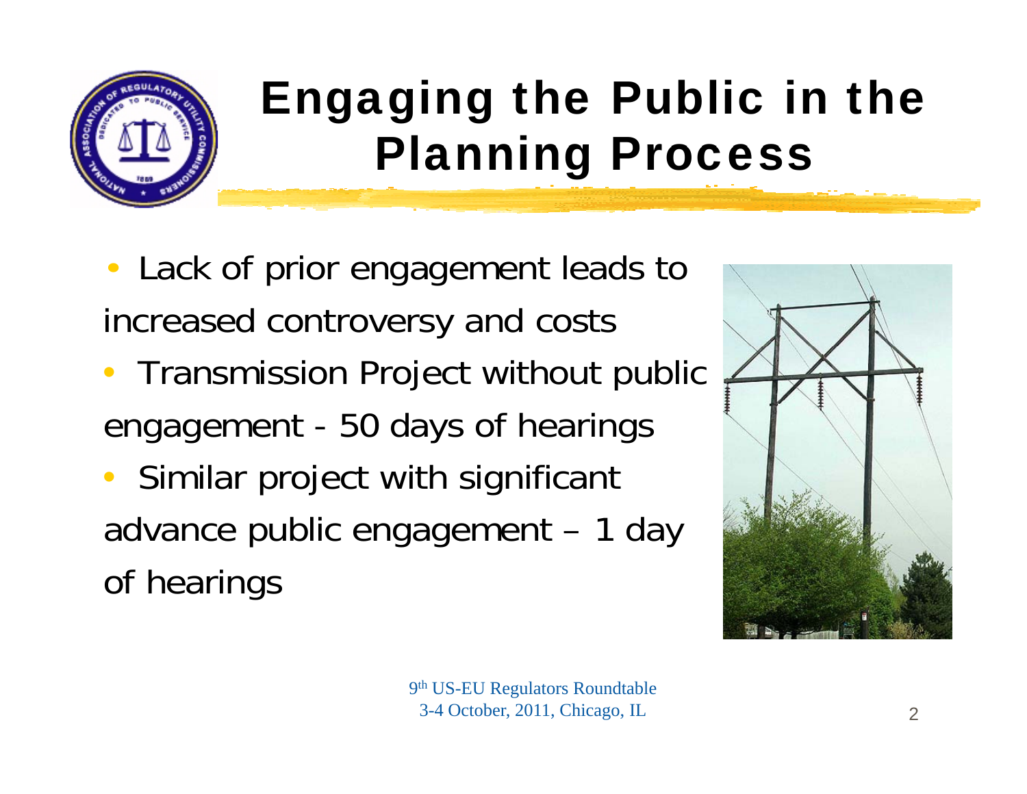# Engaging the Public in the Planning Process

- Lack of prior engagement leads to increased controversy and costs
- Transmission Project without public engagement - 50 days of hearings
- Similar project with significant advance public engagement – 1 day of hearings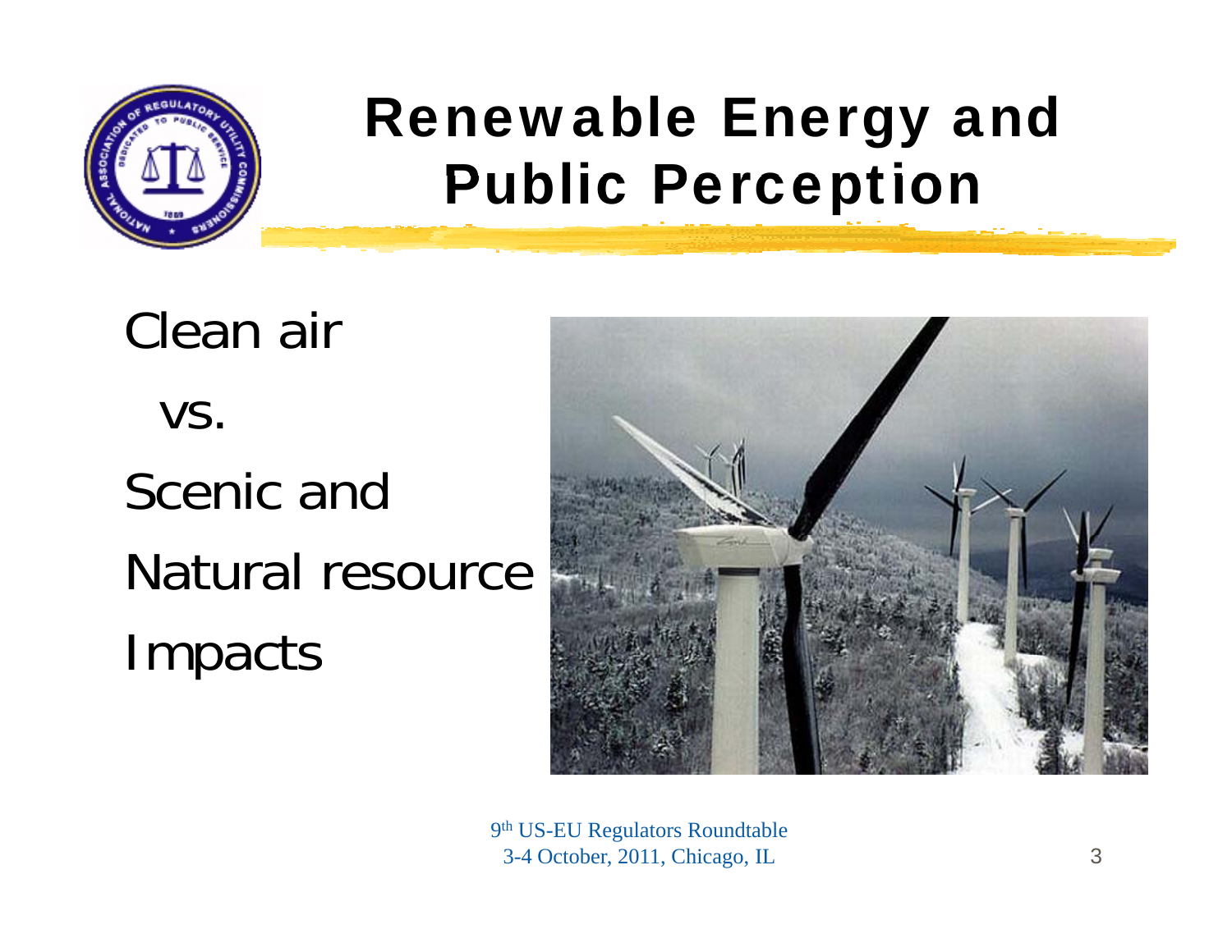# Renewable Energy and Public Perception

Clean air

vs.

Scenic and

Natural resource

Impacts

9th US-EU Regulators Roundtable
3-4 October, 2011, Chicago, IL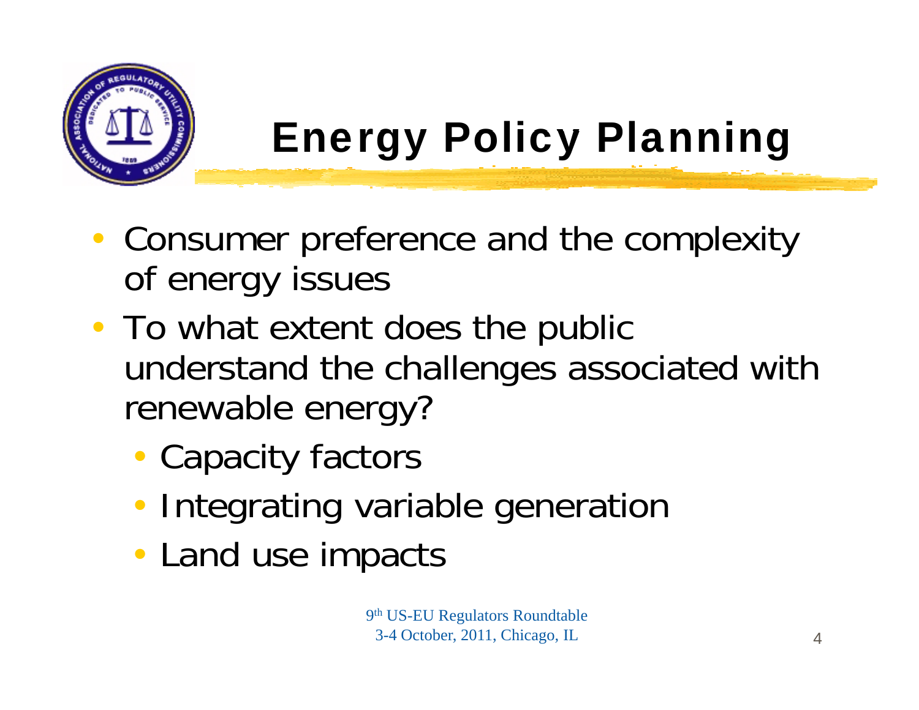# Energy Policy Planning

- Consumer preference and the complexity of energy issues
- To what extent does the public understand the challenges associated with renewable energy?
  - Capacity factors
  - Integrating variable generation
  - Land use impacts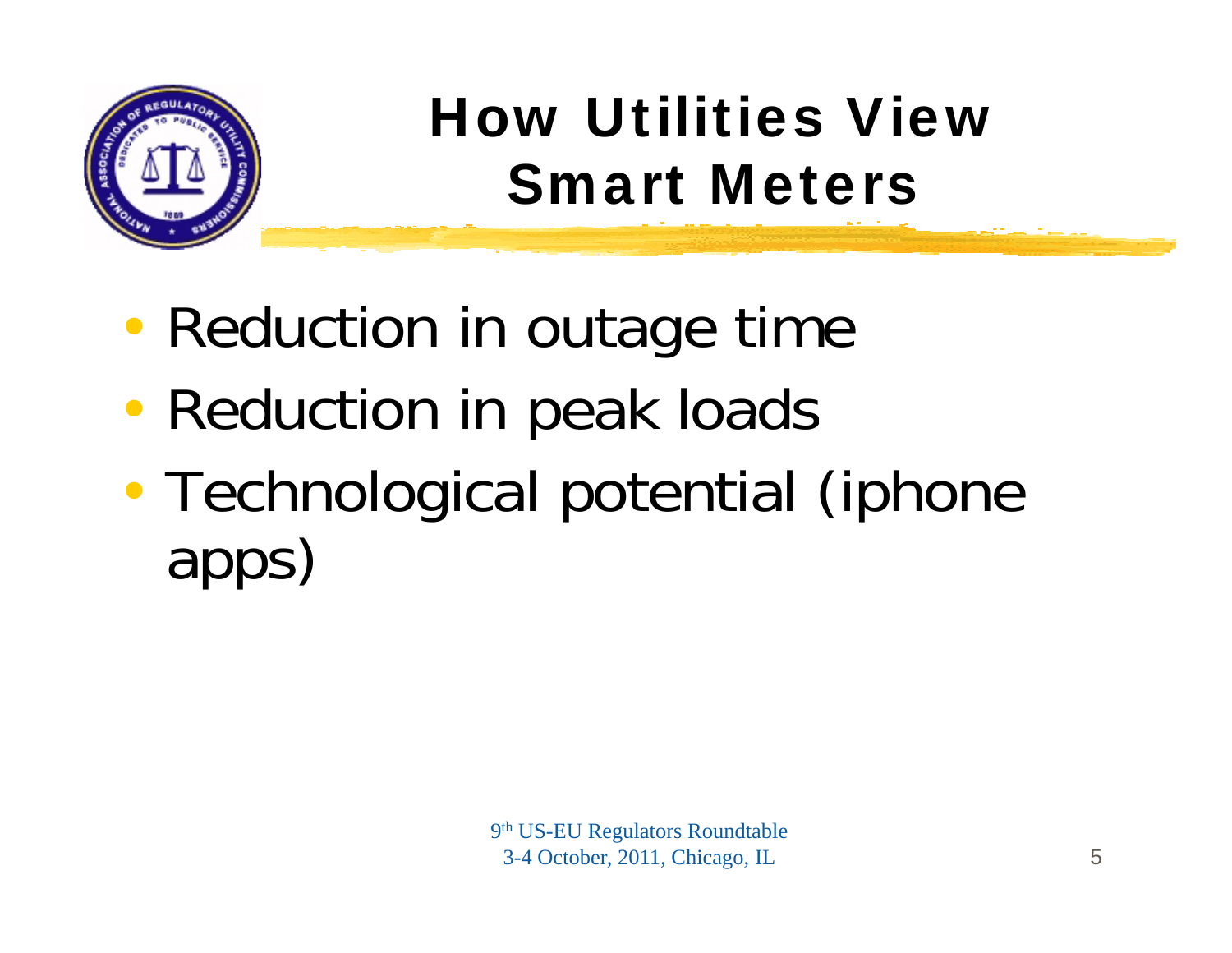# How Utilities View Smart Meters

- Reduction in outage time
- Reduction in peak loads
- Technological potential (iphone apps)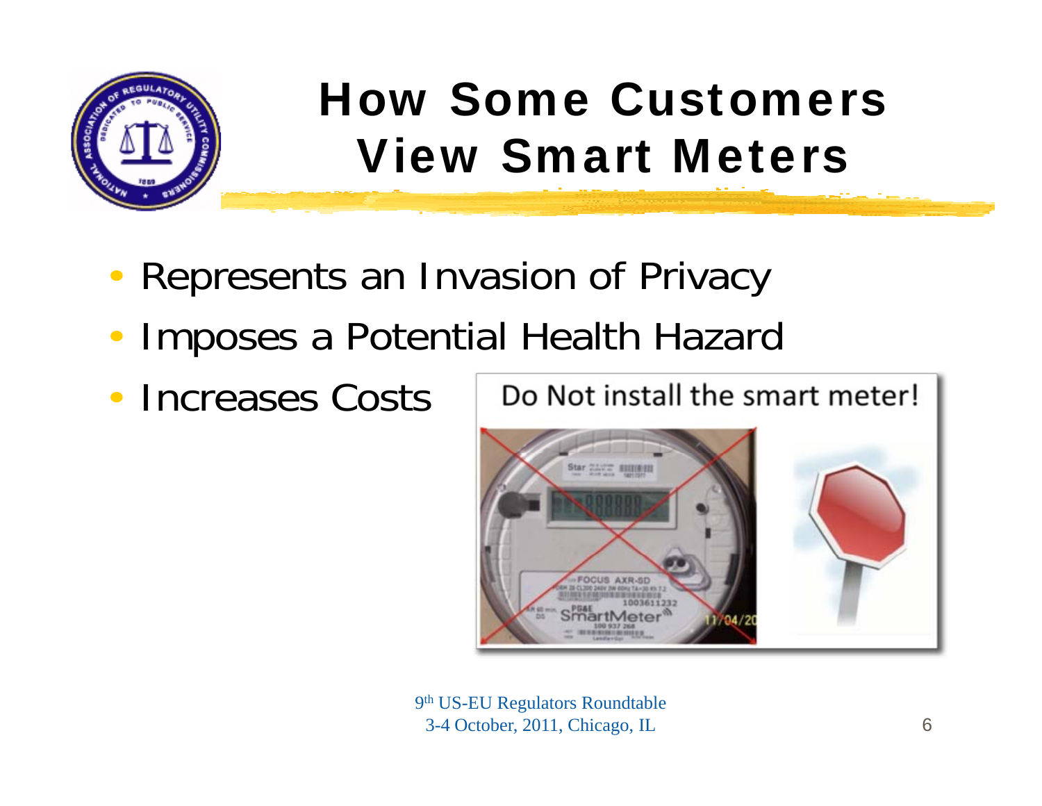# How Some Customers View Smart Meters

- Represents an Invasion of Privacy
- Imposes a Potential Health Hazard
- Increases Costs

Do Not install the smart meter!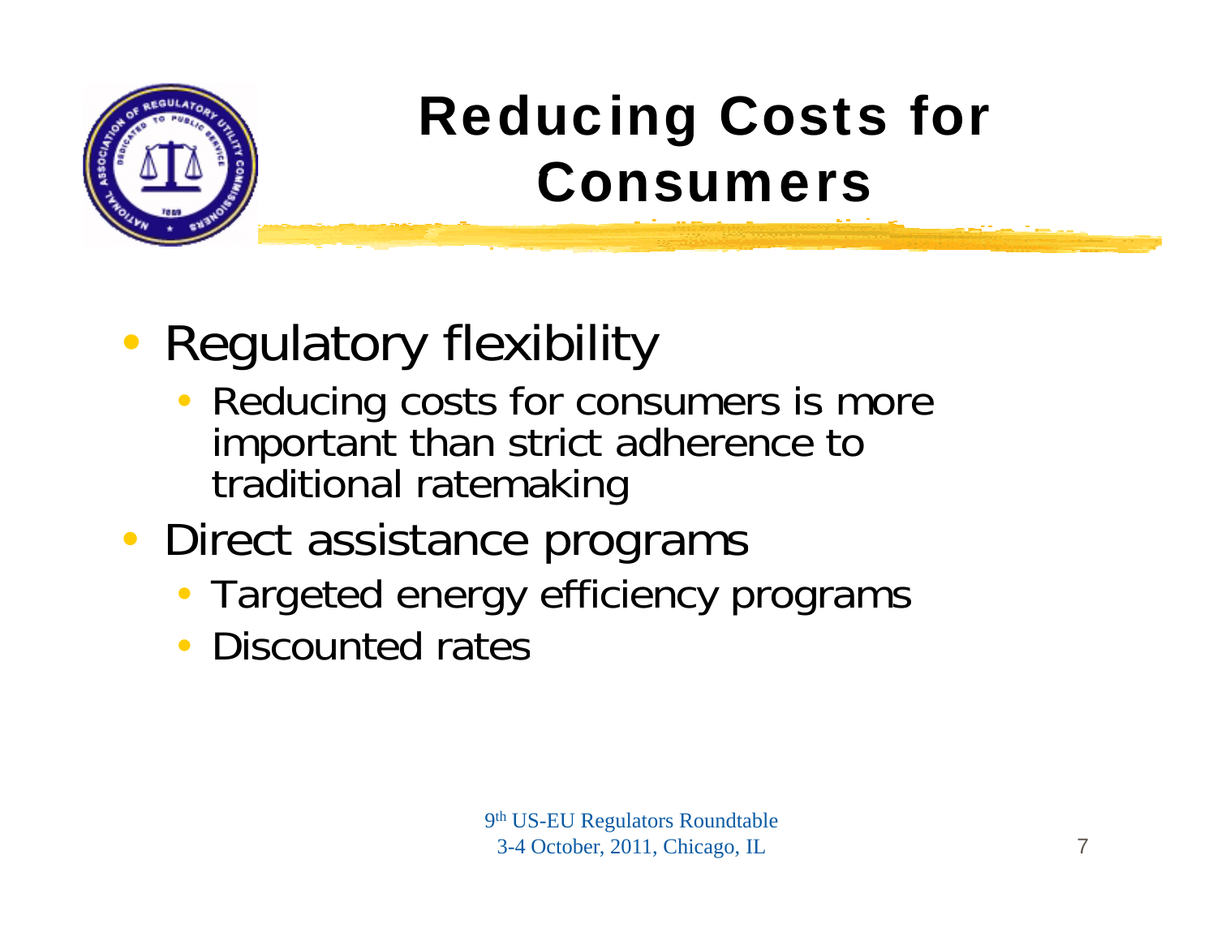# Reducing Costs for Consumers

- Regulatory flexibility
  - Reducing costs for consumers is more important than strict adherence to traditional ratemaking
- Direct assistance programs
  - Targeted energy efficiency programs
  - Discounted rates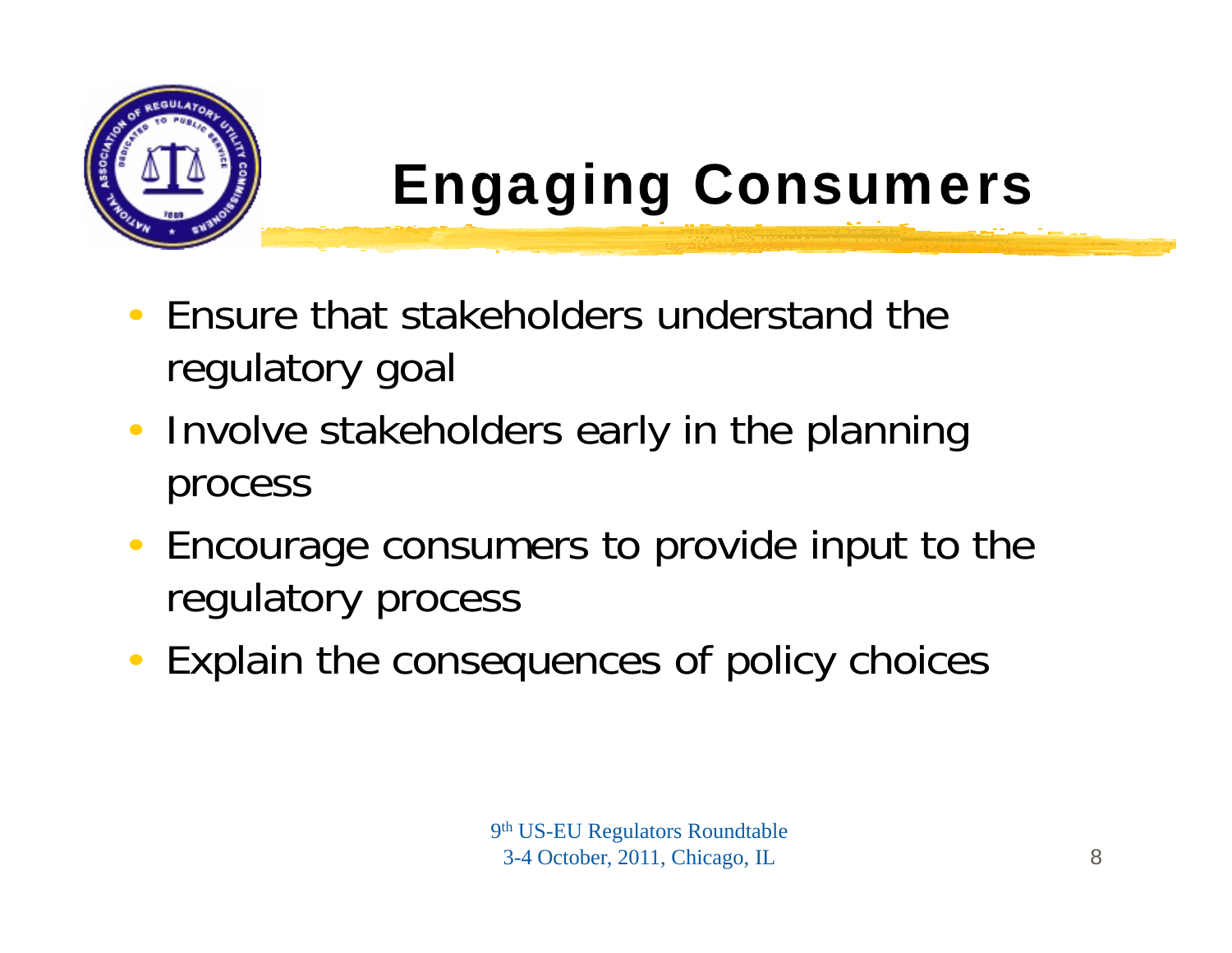# Engaging Consumers

- Ensure that stakeholders understand the regulatory goal
- Involve stakeholders early in the planning process
- Encourage consumers to provide input to the regulatory process
- Explain the consequences of policy choices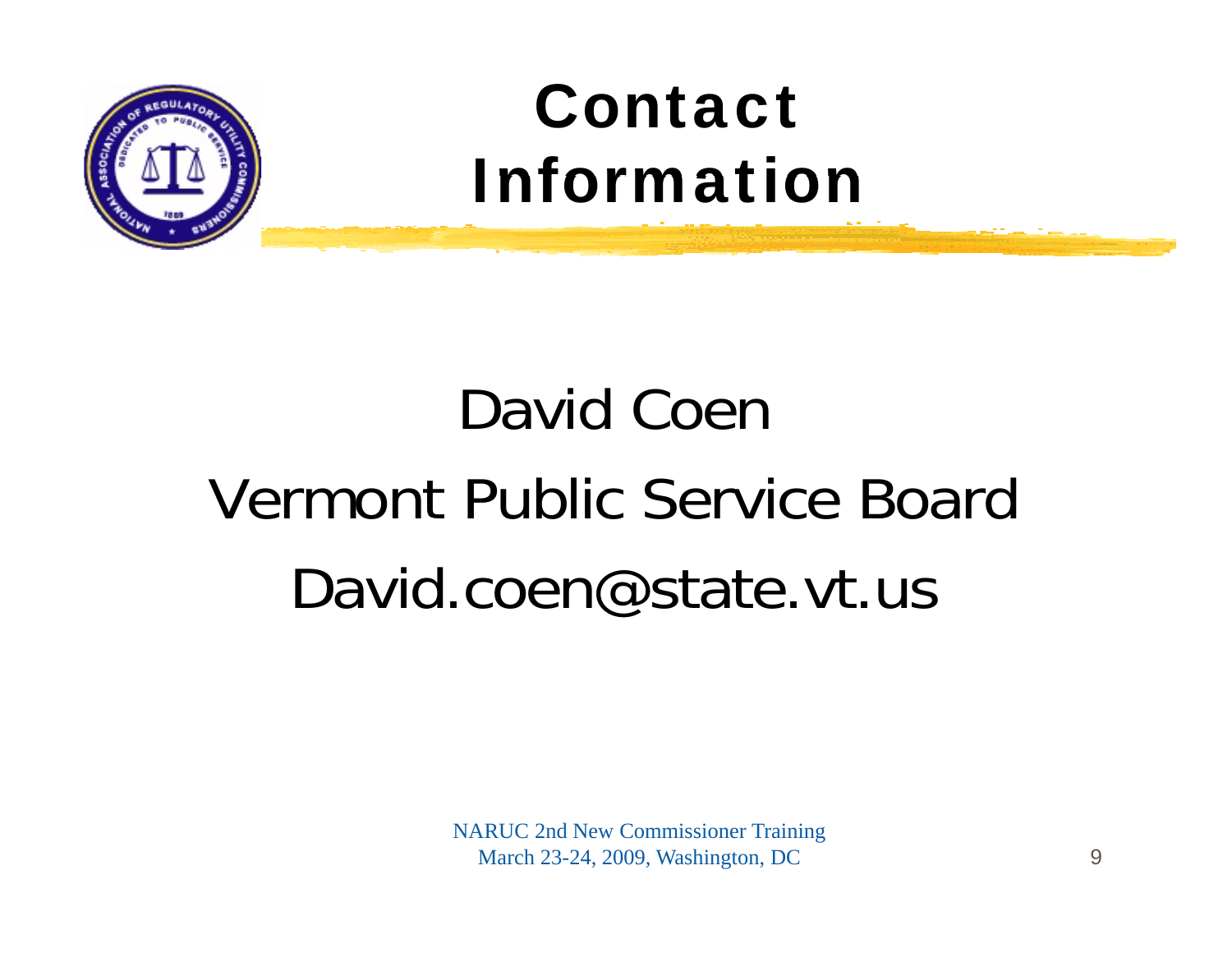# Contact Information

David Coen

Vermont Public Service Board

David.coen@state.vt.us